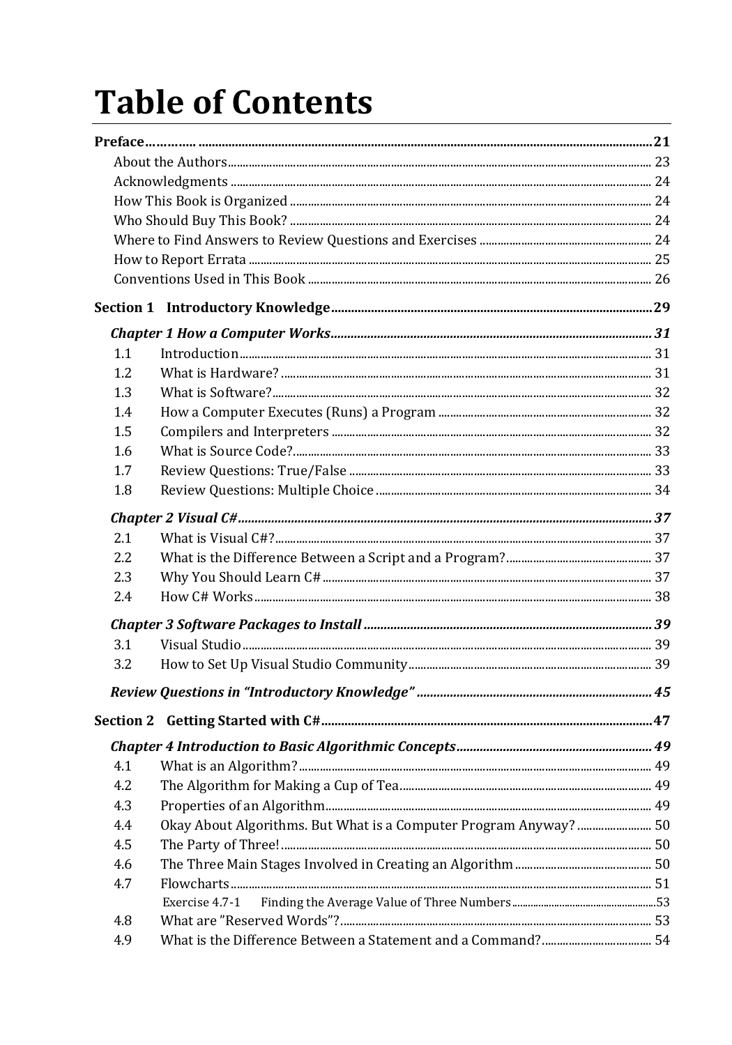# Table of Contents

**Preface............. 21**

- About the Authors ..... 23
- Acknowledgments ..... 24
- How This Book is Organized ..... 24
- Who Should Buy This Book? ..... 24
- Where to Find Answers to Review Questions and Exercises ..... 24
- How to Report Errata ..... 25
- Conventions Used in This Book ..... 26

**Section 1 Introductory Knowledge ..... 29**

***Chapter 1 How a Computer Works ..... 31***

| | | |
|---|---|---|
| 1.1 | Introduction | 31 |
| 1.2 | What is Hardware? | 31 |
| 1.3 | What is Software? | 32 |
| 1.4 | How a Computer Executes (Runs) a Program | 32 |
| 1.5 | Compilers and Interpreters | 32 |
| 1.6 | What is Source Code? | 33 |
| 1.7 | Review Questions: True/False | 33 |
| 1.8 | Review Questions: Multiple Choice | 34 |

***Chapter 2 Visual C# ..... 37***

| | | |
|---|---|---|
| 2.1 | What is Visual C#? | 37 |
| 2.2 | What is the Difference Between a Script and a Program? | 37 |
| 2.3 | Why You Should Learn C# | 37 |
| 2.4 | How C# Works | 38 |

***Chapter 3 Software Packages to Install ..... 39***

| | | |
|---|---|---|
| 3.1 | Visual Studio | 39 |
| 3.2 | How to Set Up Visual Studio Community | 39 |

***Review Questions in "Introductory Knowledge" ..... 45***

**Section 2 Getting Started with C# ..... 47**

***Chapter 4 Introduction to Basic Algorithmic Concepts ..... 49***

| | | |
|---|---|---|
| 4.1 | What is an Algorithm? | 49 |
| 4.2 | The Algorithm for Making a Cup of Tea | 49 |
| 4.3 | Properties of an Algorithm | 49 |
| 4.4 | Okay About Algorithms. But What is a Computer Program Anyway? | 50 |
| 4.5 | The Party of Three! | 50 |
| 4.6 | The Three Main Stages Involved in Creating an Algorithm | 50 |
| 4.7 | Flowcharts | 51 |
| | Exercise 4.7-1 Finding the Average Value of Three Numbers | 53 |
| 4.8 | What are "Reserved Words"? | 53 |
| 4.9 | What is the Difference Between a Statement and a Command? | 54 |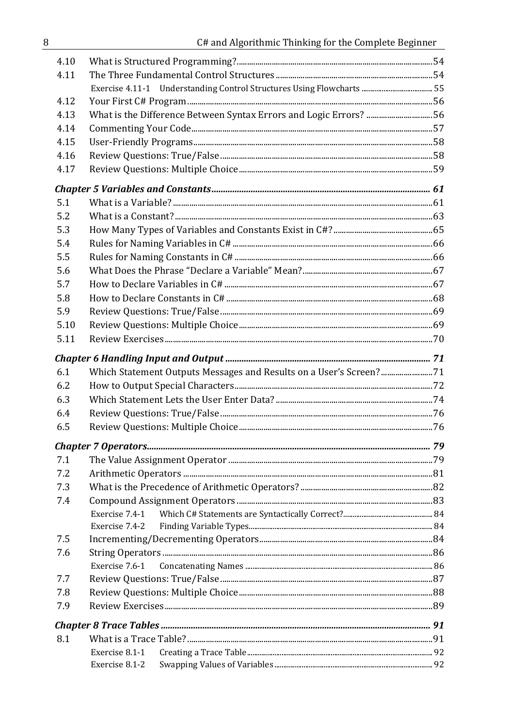| | | |
|---|---|---|
| 4.10 | What is Structured Programming? | 54 |
| 4.11 | The Three Fundamental Control Structures | 54 |
| | Exercise 4.11-1 Understanding Control Structures Using Flowcharts | 55 |
| 4.12 | Your First C# Program | 56 |
| 4.13 | What is the Difference Between Syntax Errors and Logic Errors? | 56 |
| 4.14 | Commenting Your Code | 57 |
| 4.15 | User-Friendly Programs | 58 |
| 4.16 | Review Questions: True/False | 58 |
| 4.17 | Review Questions: Multiple Choice | 59 |
| ***Chapter 5 Variables and Constants*** | | ***61*** |
| 5.1 | What is a Variable? | 61 |
| 5.2 | What is a Constant? | 63 |
| 5.3 | How Many Types of Variables and Constants Exist in C#? | 65 |
| 5.4 | Rules for Naming Variables in C# | 66 |
| 5.5 | Rules for Naming Constants in C# | 66 |
| 5.6 | What Does the Phrase "Declare a Variable" Mean? | 67 |
| 5.7 | How to Declare Variables in C# | 67 |
| 5.8 | How to Declare Constants in C# | 68 |
| 5.9 | Review Questions: True/False | 69 |
| 5.10 | Review Questions: Multiple Choice | 69 |
| 5.11 | Review Exercises | 70 |
| ***Chapter 6 Handling Input and Output*** | | ***71*** |
| 6.1 | Which Statement Outputs Messages and Results on a User's Screen? | 71 |
| 6.2 | How to Output Special Characters | 72 |
| 6.3 | Which Statement Lets the User Enter Data? | 74 |
| 6.4 | Review Questions: True/False | 76 |
| 6.5 | Review Questions: Multiple Choice | 76 |
| ***Chapter 7 Operators*** | | ***79*** |
| 7.1 | The Value Assignment Operator | 79 |
| 7.2 | Arithmetic Operators | 81 |
| 7.3 | What is the Precedence of Arithmetic Operators? | 82 |
| 7.4 | Compound Assignment Operators | 83 |
| | Exercise 7.4-1 Which C# Statements are Syntactically Correct? | 84 |
| | Exercise 7.4-2 Finding Variable Types | 84 |
| 7.5 | Incrementing/Decrementing Operators | 84 |
| 7.6 | String Operators | 86 |
| | Exercise 7.6-1 Concatenating Names | 86 |
| 7.7 | Review Questions: True/False | 87 |
| 7.8 | Review Questions: Multiple Choice | 88 |
| 7.9 | Review Exercises | 89 |
| ***Chapter 8 Trace Tables*** | | ***91*** |
| 8.1 | What is a Trace Table? | 91 |
| | Exercise 8.1-1 Creating a Trace Table | 92 |
| | Exercise 8.1-2 Swapping Values of Variables | 92 |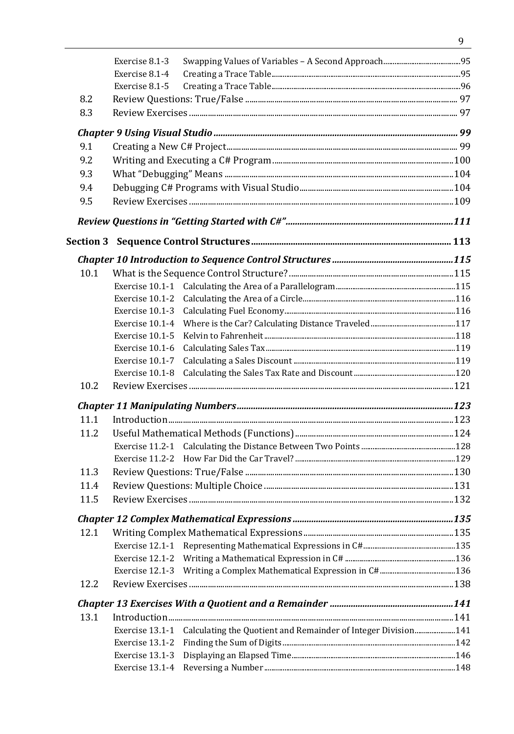| | | |
|---|---|---|
| | Exercise 8.1-3 Swapping Values of Variables – A Second Approach | 95 |
| | Exercise 8.1-4 Creating a Trace Table | 95 |
| | Exercise 8.1-5 Creating a Trace Table | 96 |
| 8.2 | Review Questions: True/False | 97 |
| 8.3 | Review Exercises | 97 |
| ***Chapter 9 Using Visual Studio*** | | ***99*** |
| 9.1 | Creating a New C# Project | 99 |
| 9.2 | Writing and Executing a C# Program | 100 |
| 9.3 | What "Debugging" Means | 104 |
| 9.4 | Debugging C# Programs with Visual Studio | 104 |
| 9.5 | Review Exercises | 109 |
| ***Review Questions in "Getting Started with C#"*** | | ***111*** |
| **Section 3** | **Sequence Control Structures** | **113** |
| ***Chapter 10 Introduction to Sequence Control Structures*** | | ***115*** |
| 10.1 | What is the Sequence Control Structure? | 115 |
| | Exercise 10.1-1 Calculating the Area of a Parallelogram | 115 |
| | Exercise 10.1-2 Calculating the Area of a Circle | 116 |
| | Exercise 10.1-3 Calculating Fuel Economy | 116 |
| | Exercise 10.1-4 Where is the Car? Calculating Distance Traveled | 117 |
| | Exercise 10.1-5 Kelvin to Fahrenheit | 118 |
| | Exercise 10.1-6 Calculating Sales Tax | 119 |
| | Exercise 10.1-7 Calculating a Sales Discount | 119 |
| | Exercise 10.1-8 Calculating the Sales Tax Rate and Discount | 120 |
| 10.2 | Review Exercises | 121 |
| ***Chapter 11 Manipulating Numbers*** | | ***123*** |
| 11.1 | Introduction | 123 |
| 11.2 | Useful Mathematical Methods (Functions) | 124 |
| | Exercise 11.2-1 Calculating the Distance Between Two Points | 128 |
| | Exercise 11.2-2 How Far Did the Car Travel? | 129 |
| 11.3 | Review Questions: True/False | 130 |
| 11.4 | Review Questions: Multiple Choice | 131 |
| 11.5 | Review Exercises | 132 |
| ***Chapter 12 Complex Mathematical Expressions*** | | ***135*** |
| 12.1 | Writing Complex Mathematical Expressions | 135 |
| | Exercise 12.1-1 Representing Mathematical Expressions in C# | 135 |
| | Exercise 12.1-2 Writing a Mathematical Expression in C# | 136 |
| | Exercise 12.1-3 Writing a Complex Mathematical Expression in C# | 136 |
| 12.2 | Review Exercises | 138 |
| ***Chapter 13 Exercises With a Quotient and a Remainder*** | | ***141*** |
| 13.1 | Introduction | 141 |
| | Exercise 13.1-1 Calculating the Quotient and Remainder of Integer Division | 141 |
| | Exercise 13.1-2 Finding the Sum of Digits | 142 |
| | Exercise 13.1-3 Displaying an Elapsed Time | 146 |
| | Exercise 13.1-4 Reversing a Number | 148 |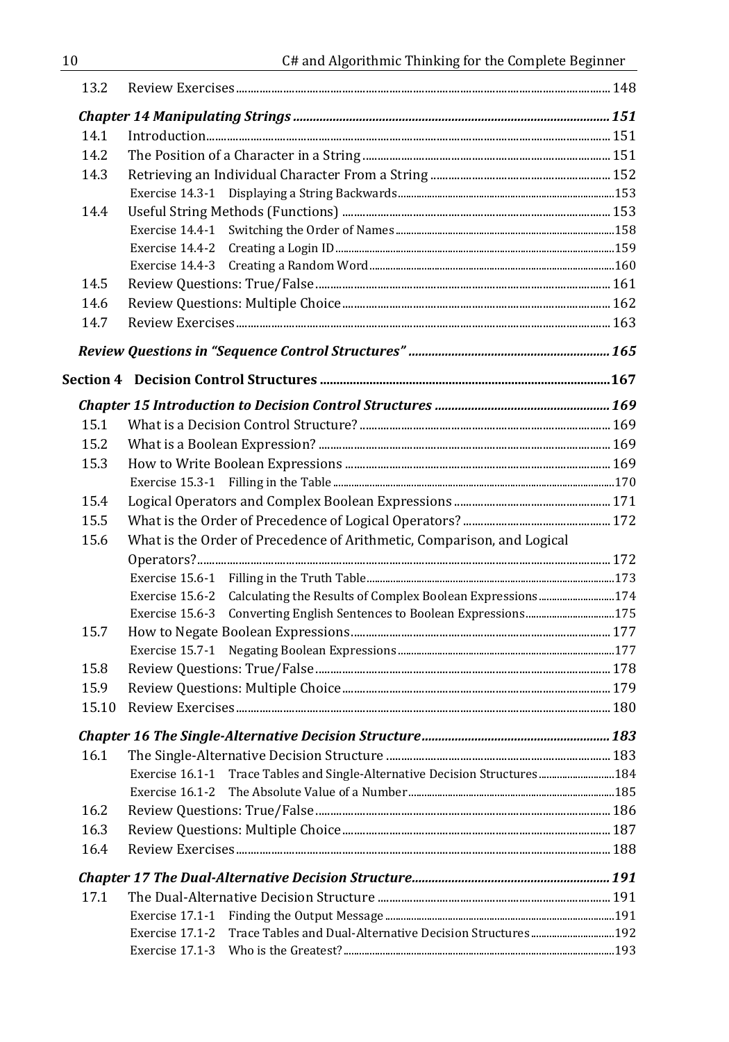| | | |
|---|---|---|
| 13.2 | Review Exercises | 148 |
| | ***Chapter 14 Manipulating Strings*** | ***151*** |
| 14.1 | Introduction | 151 |
| 14.2 | The Position of a Character in a String | 151 |
| 14.3 | Retrieving an Individual Character From a String | 152 |
| | Exercise 14.3-1 Displaying a String Backwards | 153 |
| 14.4 | Useful String Methods (Functions) | 153 |
| | Exercise 14.4-1 Switching the Order of Names | 158 |
| | Exercise 14.4-2 Creating a Login ID | 159 |
| | Exercise 14.4-3 Creating a Random Word | 160 |
| 14.5 | Review Questions: True/False | 161 |
| 14.6 | Review Questions: Multiple Choice | 162 |
| 14.7 | Review Exercises | 163 |
| | ***Review Questions in "Sequence Control Structures"*** | ***165*** |
| **Section 4** | **Decision Control Structures** | **167** |
| | ***Chapter 15 Introduction to Decision Control Structures*** | ***169*** |
| 15.1 | What is a Decision Control Structure? | 169 |
| 15.2 | What is a Boolean Expression? | 169 |
| 15.3 | How to Write Boolean Expressions | 169 |
| | Exercise 15.3-1 Filling in the Table | 170 |
| 15.4 | Logical Operators and Complex Boolean Expressions | 171 |
| 15.5 | What is the Order of Precedence of Logical Operators? | 172 |
| 15.6 | What is the Order of Precedence of Arithmetic, Comparison, and Logical Operators? | 172 |
| | Exercise 15.6-1 Filling in the Truth Table | 173 |
| | Exercise 15.6-2 Calculating the Results of Complex Boolean Expressions | 174 |
| | Exercise 15.6-3 Converting English Sentences to Boolean Expressions | 175 |
| 15.7 | How to Negate Boolean Expressions | 177 |
| | Exercise 15.7-1 Negating Boolean Expressions | 177 |
| 15.8 | Review Questions: True/False | 178 |
| 15.9 | Review Questions: Multiple Choice | 179 |
| 15.10 | Review Exercises | 180 |
| | ***Chapter 16 The Single-Alternative Decision Structure*** | ***183*** |
| 16.1 | The Single-Alternative Decision Structure | 183 |
| | Exercise 16.1-1 Trace Tables and Single-Alternative Decision Structures | 184 |
| | Exercise 16.1-2 The Absolute Value of a Number | 185 |
| 16.2 | Review Questions: True/False | 186 |
| 16.3 | Review Questions: Multiple Choice | 187 |
| 16.4 | Review Exercises | 188 |
| | ***Chapter 17 The Dual-Alternative Decision Structure*** | ***191*** |
| 17.1 | The Dual-Alternative Decision Structure | 191 |
| | Exercise 17.1-1 Finding the Output Message | 191 |
| | Exercise 17.1-2 Trace Tables and Dual-Alternative Decision Structures | 192 |
| | Exercise 17.1-3 Who is the Greatest? | 193 |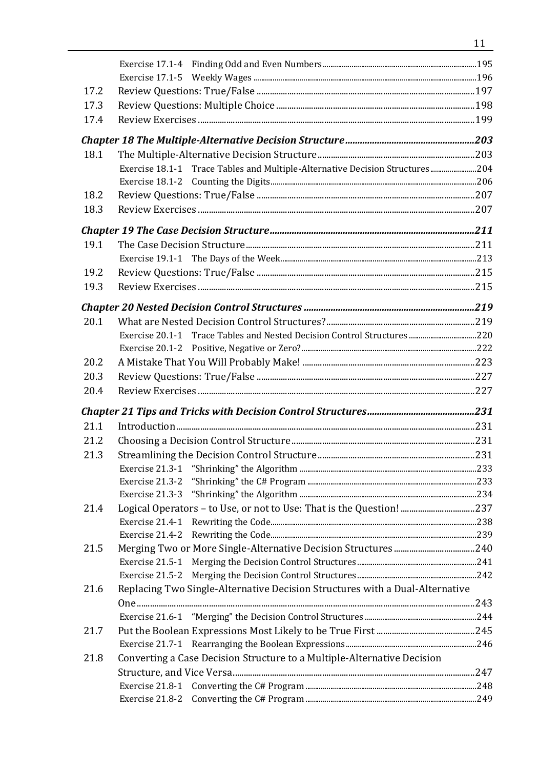Exercise 17.1-4 Finding Odd and Even Numbers ....195
Exercise 17.1-5 Weekly Wages ....196

17.2 Review Questions: True/False ....197

17.3 Review Questions: Multiple Choice ....198

17.4 Review Exercises ....199

***Chapter 18 The Multiple-Alternative Decision Structure ....203***

18.1 The Multiple-Alternative Decision Structure ....203

Exercise 18.1-1 Trace Tables and Multiple-Alternative Decision Structures ....204
Exercise 18.1-2 Counting the Digits ....206

18.2 Review Questions: True/False ....207

18.3 Review Exercises ....207

***Chapter 19 The Case Decision Structure ....211***

19.1 The Case Decision Structure ....211

Exercise 19.1-1 The Days of the Week ....213

19.2 Review Questions: True/False ....215

19.3 Review Exercises ....215

***Chapter 20 Nested Decision Control Structures ....219***

20.1 What are Nested Decision Control Structures? ....219

Exercise 20.1-1 Trace Tables and Nested Decision Control Structures ....220
Exercise 20.1-2 Positive, Negative or Zero? ....222

20.2 A Mistake That You Will Probably Make! ....223

20.3 Review Questions: True/False ....227

20.4 Review Exercises ....227

***Chapter 21 Tips and Tricks with Decision Control Structures ....231***

21.1 Introduction ....231

21.2 Choosing a Decision Control Structure ....231

21.3 Streamlining the Decision Control Structure ....231

Exercise 21.3-1 “Shrinking” the Algorithm ....233
Exercise 21.3-2 “Shrinking” the C# Program ....233
Exercise 21.3-3 “Shrinking” the Algorithm ....234

21.4 Logical Operators – to Use, or not to Use: That is the Question! ....237

Exercise 21.4-1 Rewriting the Code ....238
Exercise 21.4-2 Rewriting the Code ....239

21.5 Merging Two or More Single-Alternative Decision Structures ....240

Exercise 21.5-1 Merging the Decision Control Structures ....241
Exercise 21.5-2 Merging the Decision Control Structures ....242

21.6 Replacing Two Single-Alternative Decision Structures with a Dual-Alternative One ....243

Exercise 21.6-1 “Merging” the Decision Control Structures ....244

21.7 Put the Boolean Expressions Most Likely to be True First ....245

Exercise 21.7-1 Rearranging the Boolean Expressions ....246

21.8 Converting a Case Decision Structure to a Multiple-Alternative Decision Structure, and Vice Versa ....247

Exercise 21.8-1 Converting the C# Program ....248
Exercise 21.8-2 Converting the C# Program ....249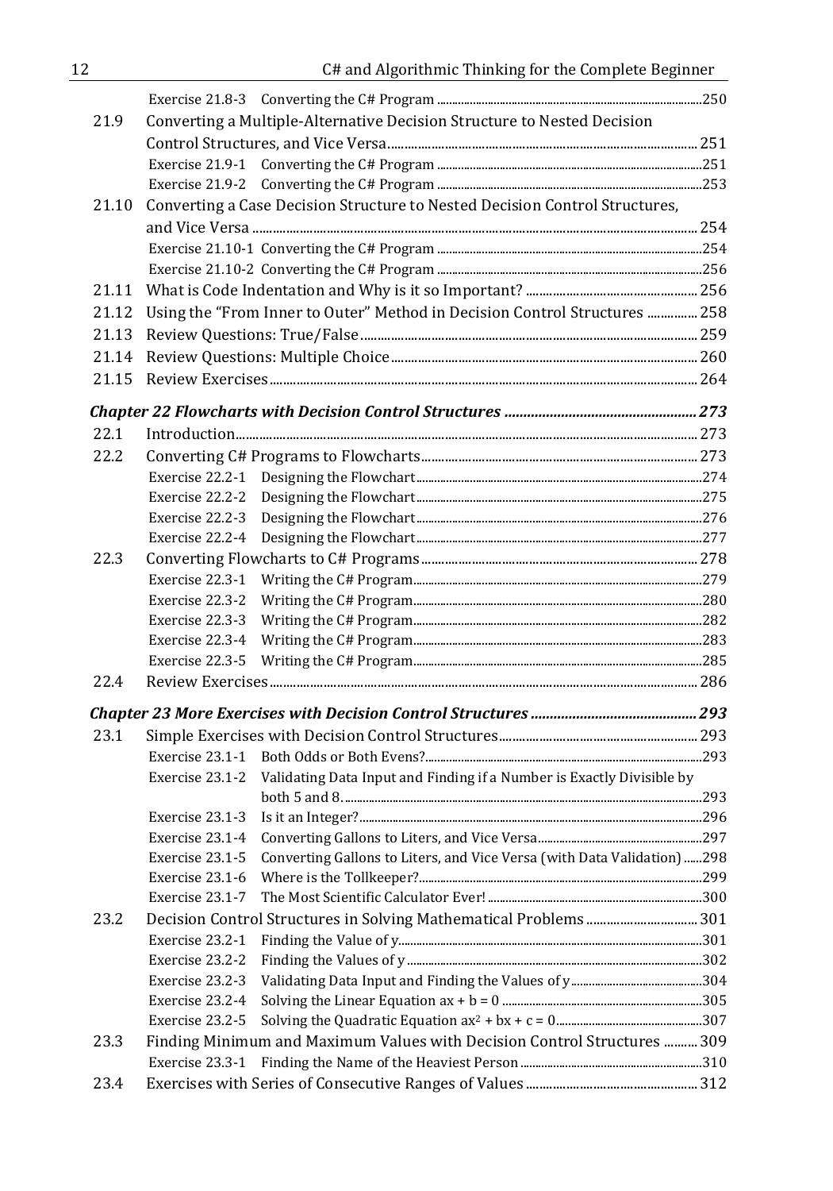Exercise 21.8-3 Converting the C# Program ..... 250

21.9 Converting a Multiple-Alternative Decision Structure to Nested Decision Control Structures, and Vice Versa ..... 251

Exercise 21.9-1 Converting the C# Program ..... 251

Exercise 21.9-2 Converting the C# Program ..... 253

21.10 Converting a Case Decision Structure to Nested Decision Control Structures, and Vice Versa ..... 254

Exercise 21.10-1 Converting the C# Program ..... 254

Exercise 21.10-2 Converting the C# Program ..... 256

21.11 What is Code Indentation and Why is it so Important? ..... 256

21.12 Using the "From Inner to Outer" Method in Decision Control Structures ..... 258

21.13 Review Questions: True/False ..... 259

21.14 Review Questions: Multiple Choice ..... 260

21.15 Review Exercises ..... 264

***Chapter 22 Flowcharts with Decision Control Structures ..... 273***

22.1 Introduction ..... 273

22.2 Converting C# Programs to Flowcharts ..... 273

Exercise 22.2-1 Designing the Flowchart ..... 274

Exercise 22.2-2 Designing the Flowchart ..... 275

Exercise 22.2-3 Designing the Flowchart ..... 276

Exercise 22.2-4 Designing the Flowchart ..... 277

22.3 Converting Flowcharts to C# Programs ..... 278

Exercise 22.3-1 Writing the C# Program ..... 279

Exercise 22.3-2 Writing the C# Program ..... 280

Exercise 22.3-3 Writing the C# Program ..... 282

Exercise 22.3-4 Writing the C# Program ..... 283

Exercise 22.3-5 Writing the C# Program ..... 285

22.4 Review Exercises ..... 286

***Chapter 23 More Exercises with Decision Control Structures ..... 293***

23.1 Simple Exercises with Decision Control Structures ..... 293

Exercise 23.1-1 Both Odds or Both Evens? ..... 293

Exercise 23.1-2 Validating Data Input and Finding if a Number is Exactly Divisible by both 5 and 8. ..... 293

Exercise 23.1-3 Is it an Integer? ..... 296

Exercise 23.1-4 Converting Gallons to Liters, and Vice Versa ..... 297

Exercise 23.1-5 Converting Gallons to Liters, and Vice Versa (with Data Validation) ..... 298

Exercise 23.1-6 Where is the Tollkeeper? ..... 299

Exercise 23.1-7 The Most Scientific Calculator Ever! ..... 300

23.2 Decision Control Structures in Solving Mathematical Problems ..... 301

Exercise 23.2-1 Finding the Value of y ..... 301

Exercise 23.2-2 Finding the Values of y ..... 302

Exercise 23.2-3 Validating Data Input and Finding the Values of y ..... 304

Exercise 23.2-4 Solving the Linear Equation $ax + b = 0$ ..... 305

Exercise 23.2-5 Solving the Quadratic Equation $ax^2 + bx + c = 0$ ..... 307

23.3 Finding Minimum and Maximum Values with Decision Control Structures ..... 309

Exercise 23.3-1 Finding the Name of the Heaviest Person ..... 310

23.4 Exercises with Series of Consecutive Ranges of Values ..... 312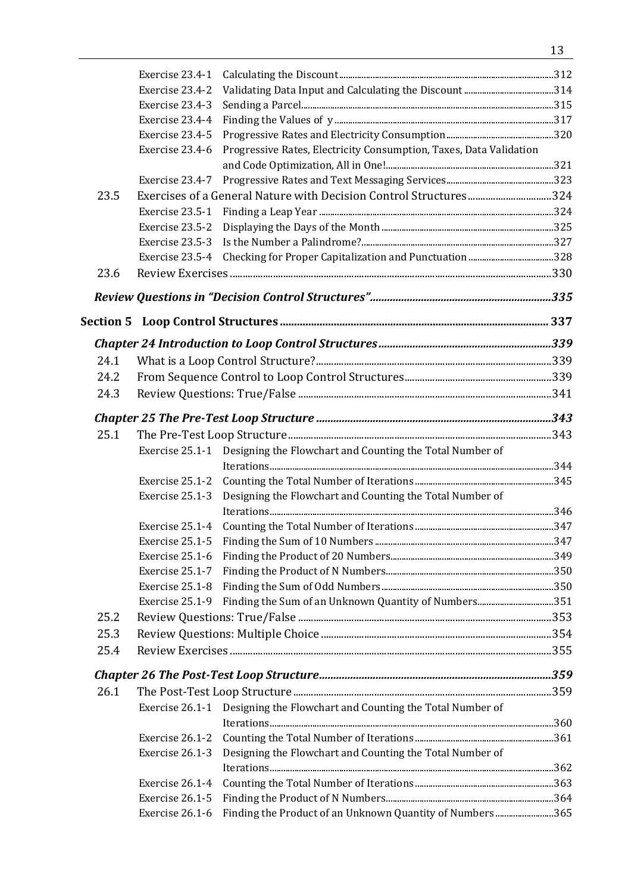| | | | |
|---|---|---|---|
| | Exercise 23.4-1 | Calculating the Discount | 312 |
| | Exercise 23.4-2 | Validating Data Input and Calculating the Discount | 314 |
| | Exercise 23.4-3 | Sending a Parcel | 315 |
| | Exercise 23.4-4 | Finding the Values of y | 317 |
| | Exercise 23.4-5 | Progressive Rates and Electricity Consumption | 320 |
| | Exercise 23.4-6 | Progressive Rates, Electricity Consumption, Taxes, Data Validation and Code Optimization, All in One! | 321 |
| | Exercise 23.4-7 | Progressive Rates and Text Messaging Services | 323 |
| 23.5 | Exercises of a General Nature with Decision Control Structures | | 324 |
| | Exercise 23.5-1 | Finding a Leap Year | 324 |
| | Exercise 23.5-2 | Displaying the Days of the Month | 325 |
| | Exercise 23.5-3 | Is the Number a Palindrome? | 327 |
| | Exercise 23.5-4 | Checking for Proper Capitalization and Punctuation | 328 |
| 23.6 | Review Exercises | | 330 |

***Review Questions in "Decision Control Structures"*** ........ 335

**Section 5 Loop Control Structures** ........ 337

***Chapter 24 Introduction to Loop Control Structures*** ........ 339

| | | |
|---|---|---|
| 24.1 | What is a Loop Control Structure? | 339 |
| 24.2 | From Sequence Control to Loop Control Structures | 339 |
| 24.3 | Review Questions: True/False | 341 |

***Chapter 25 The Pre-Test Loop Structure*** ........ 343

| | | | |
|---|---|---|---|
| 25.1 | The Pre-Test Loop Structure | | 343 |
| | Exercise 25.1-1 | Designing the Flowchart and Counting the Total Number of Iterations | 344 |
| | Exercise 25.1-2 | Counting the Total Number of Iterations | 345 |
| | Exercise 25.1-3 | Designing the Flowchart and Counting the Total Number of Iterations | 346 |
| | Exercise 25.1-4 | Counting the Total Number of Iterations | 347 |
| | Exercise 25.1-5 | Finding the Sum of 10 Numbers | 347 |
| | Exercise 25.1-6 | Finding the Product of 20 Numbers | 349 |
| | Exercise 25.1-7 | Finding the Product of N Numbers | 350 |
| | Exercise 25.1-8 | Finding the Sum of Odd Numbers | 350 |
| | Exercise 25.1-9 | Finding the Sum of an Unknown Quantity of Numbers | 351 |
| 25.2 | Review Questions: True/False | | 353 |
| 25.3 | Review Questions: Multiple Choice | | 354 |
| 25.4 | Review Exercises | | 355 |

***Chapter 26 The Post-Test Loop Structure*** ........ 359

| | | | |
|---|---|---|---|
| 26.1 | The Post-Test Loop Structure | | 359 |
| | Exercise 26.1-1 | Designing the Flowchart and Counting the Total Number of Iterations | 360 |
| | Exercise 26.1-2 | Counting the Total Number of Iterations | 361 |
| | Exercise 26.1-3 | Designing the Flowchart and Counting the Total Number of Iterations | 362 |
| | Exercise 26.1-4 | Counting the Total Number of Iterations | 363 |
| | Exercise 26.1-5 | Finding the Product of N Numbers | 364 |
| | Exercise 26.1-6 | Finding the Product of an Unknown Quantity of Numbers | 365 |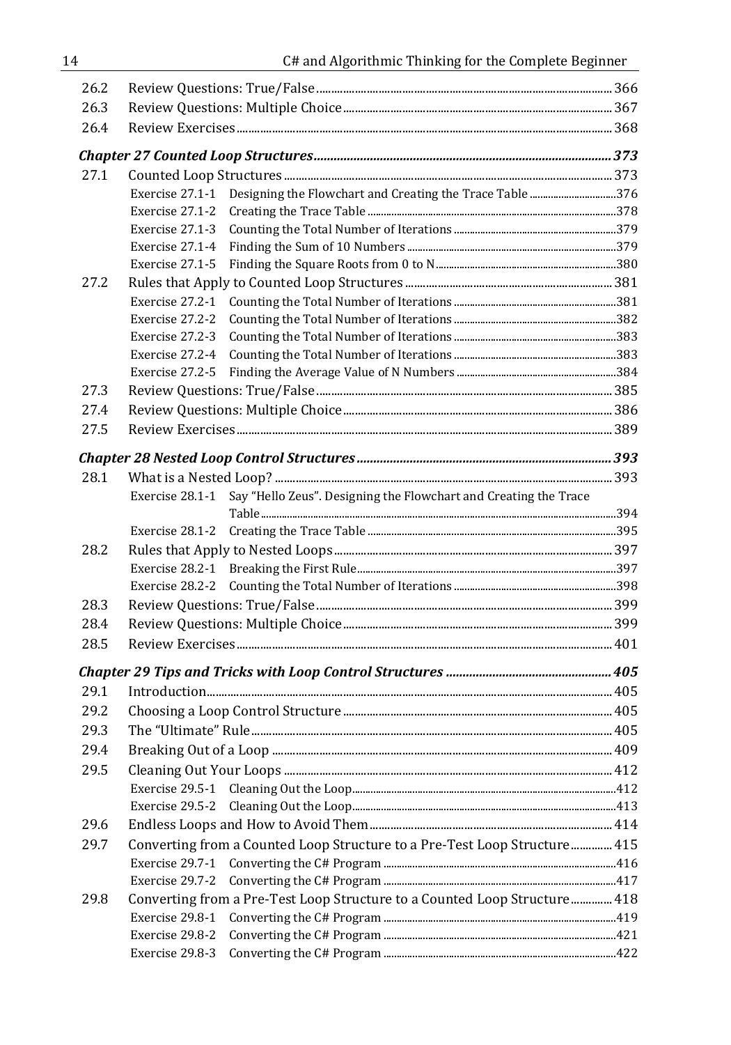26.2 Review Questions: True/False ... 366

26.3 Review Questions: Multiple Choice ... 367

26.4 Review Exercises ... 368

***Chapter 27 Counted Loop Structures ... 373***

27.1 Counted Loop Structures ... 373

- Exercise 27.1-1 Designing the Flowchart and Creating the Trace Table ... 376
- Exercise 27.1-2 Creating the Trace Table ... 378
- Exercise 27.1-3 Counting the Total Number of Iterations ... 379
- Exercise 27.1-4 Finding the Sum of 10 Numbers ... 379
- Exercise 27.1-5 Finding the Square Roots from 0 to N ... 380

27.2 Rules that Apply to Counted Loop Structures ... 381

- Exercise 27.2-1 Counting the Total Number of Iterations ... 381
- Exercise 27.2-2 Counting the Total Number of Iterations ... 382
- Exercise 27.2-3 Counting the Total Number of Iterations ... 383
- Exercise 27.2-4 Counting the Total Number of Iterations ... 383
- Exercise 27.2-5 Finding the Average Value of N Numbers ... 384

27.3 Review Questions: True/False ... 385

27.4 Review Questions: Multiple Choice ... 386

27.5 Review Exercises ... 389

***Chapter 28 Nested Loop Control Structures ... 393***

28.1 What is a Nested Loop? ... 393

- Exercise 28.1-1 Say "Hello Zeus". Designing the Flowchart and Creating the Trace Table ... 394
- Exercise 28.1-2 Creating the Trace Table ... 395

28.2 Rules that Apply to Nested Loops ... 397

- Exercise 28.2-1 Breaking the First Rule ... 397
- Exercise 28.2-2 Counting the Total Number of Iterations ... 398

28.3 Review Questions: True/False ... 399

28.4 Review Questions: Multiple Choice ... 399

28.5 Review Exercises ... 401

***Chapter 29 Tips and Tricks with Loop Control Structures ... 405***

29.1 Introduction ... 405

29.2 Choosing a Loop Control Structure ... 405

29.3 The "Ultimate" Rule ... 405

29.4 Breaking Out of a Loop ... 409

29.5 Cleaning Out Your Loops ... 412

- Exercise 29.5-1 Cleaning Out the Loop ... 412
- Exercise 29.5-2 Cleaning Out the Loop ... 413

29.6 Endless Loops and How to Avoid Them ... 414

29.7 Converting from a Counted Loop Structure to a Pre-Test Loop Structure ... 415

- Exercise 29.7-1 Converting the C# Program ... 416
- Exercise 29.7-2 Converting the C# Program ... 417

29.8 Converting from a Pre-Test Loop Structure to a Counted Loop Structure ... 418

- Exercise 29.8-1 Converting the C# Program ... 419
- Exercise 29.8-2 Converting the C# Program ... 421
- Exercise 29.8-3 Converting the C# Program ... 422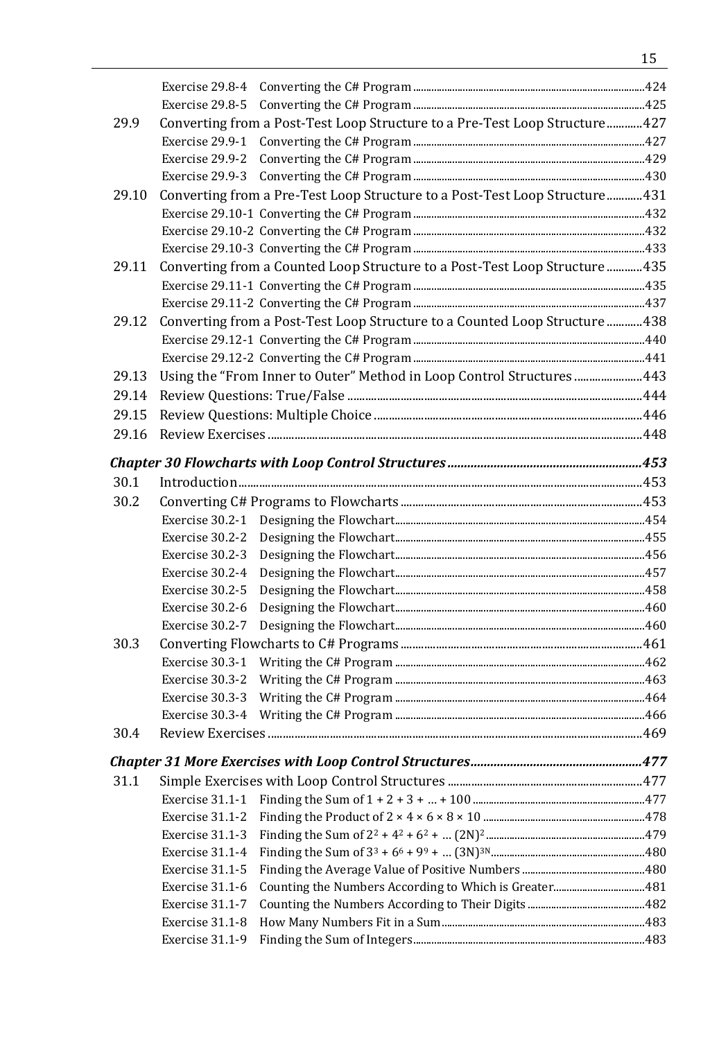| | | |
|---|---|---|
| | Exercise 29.8-4 Converting the C# Program | 424 |
| | Exercise 29.8-5 Converting the C# Program | 425 |
| 29.9 | Converting from a Post-Test Loop Structure to a Pre-Test Loop Structure | 427 |
| | Exercise 29.9-1 Converting the C# Program | 427 |
| | Exercise 29.9-2 Converting the C# Program | 429 |
| | Exercise 29.9-3 Converting the C# Program | 430 |
| 29.10 | Converting from a Pre-Test Loop Structure to a Post-Test Loop Structure | 431 |
| | Exercise 29.10-1 Converting the C# Program | 432 |
| | Exercise 29.10-2 Converting the C# Program | 432 |
| | Exercise 29.10-3 Converting the C# Program | 433 |
| 29.11 | Converting from a Counted Loop Structure to a Post-Test Loop Structure | 435 |
| | Exercise 29.11-1 Converting the C# Program | 435 |
| | Exercise 29.11-2 Converting the C# Program | 437 |
| 29.12 | Converting from a Post-Test Loop Structure to a Counted Loop Structure | 438 |
| | Exercise 29.12-1 Converting the C# Program | 440 |
| | Exercise 29.12-2 Converting the C# Program | 441 |
| 29.13 | Using the "From Inner to Outer" Method in Loop Control Structures | 443 |
| 29.14 | Review Questions: True/False | 444 |
| 29.15 | Review Questions: Multiple Choice | 446 |
| 29.16 | Review Exercises | 448 |

***Chapter 30 Flowcharts with Loop Control Structures*** ***453***

| | | |
|---|---|---|
| 30.1 | Introduction | 453 |
| 30.2 | Converting C# Programs to Flowcharts | 453 |
| | Exercise 30.2-1 Designing the Flowchart | 454 |
| | Exercise 30.2-2 Designing the Flowchart | 455 |
| | Exercise 30.2-3 Designing the Flowchart | 456 |
| | Exercise 30.2-4 Designing the Flowchart | 457 |
| | Exercise 30.2-5 Designing the Flowchart | 458 |
| | Exercise 30.2-6 Designing the Flowchart | 460 |
| | Exercise 30.2-7 Designing the Flowchart | 460 |
| 30.3 | Converting Flowcharts to C# Programs | 461 |
| | Exercise 30.3-1 Writing the C# Program | 462 |
| | Exercise 30.3-2 Writing the C# Program | 463 |
| | Exercise 30.3-3 Writing the C# Program | 464 |
| | Exercise 30.3-4 Writing the C# Program | 466 |
| 30.4 | Review Exercises | 469 |

***Chapter 31 More Exercises with Loop Control Structures*** ***477***

| | | |
|---|---|---|
| 31.1 | Simple Exercises with Loop Control Structures | 477 |
| | Exercise 31.1-1 Finding the Sum of 1 + 2 + 3 + … + 100 | 477 |
| | Exercise 31.1-2 Finding the Product of 2 × 4 × 6 × 8 × 10 | 478 |
| | Exercise 31.1-3 Finding the Sum of $2^2 + 4^2 + 6^2 + \dots (2N)^2$ | 479 |
| | Exercise 31.1-4 Finding the Sum of $3^3 + 6^6 + 9^9 + \dots (3N)^{3N}$ | 480 |
| | Exercise 31.1-5 Finding the Average Value of Positive Numbers | 480 |
| | Exercise 31.1-6 Counting the Numbers According to Which is Greater | 481 |
| | Exercise 31.1-7 Counting the Numbers According to Their Digits | 482 |
| | Exercise 31.1-8 How Many Numbers Fit in a Sum | 483 |
| | Exercise 31.1-9 Finding the Sum of Integers | 483 |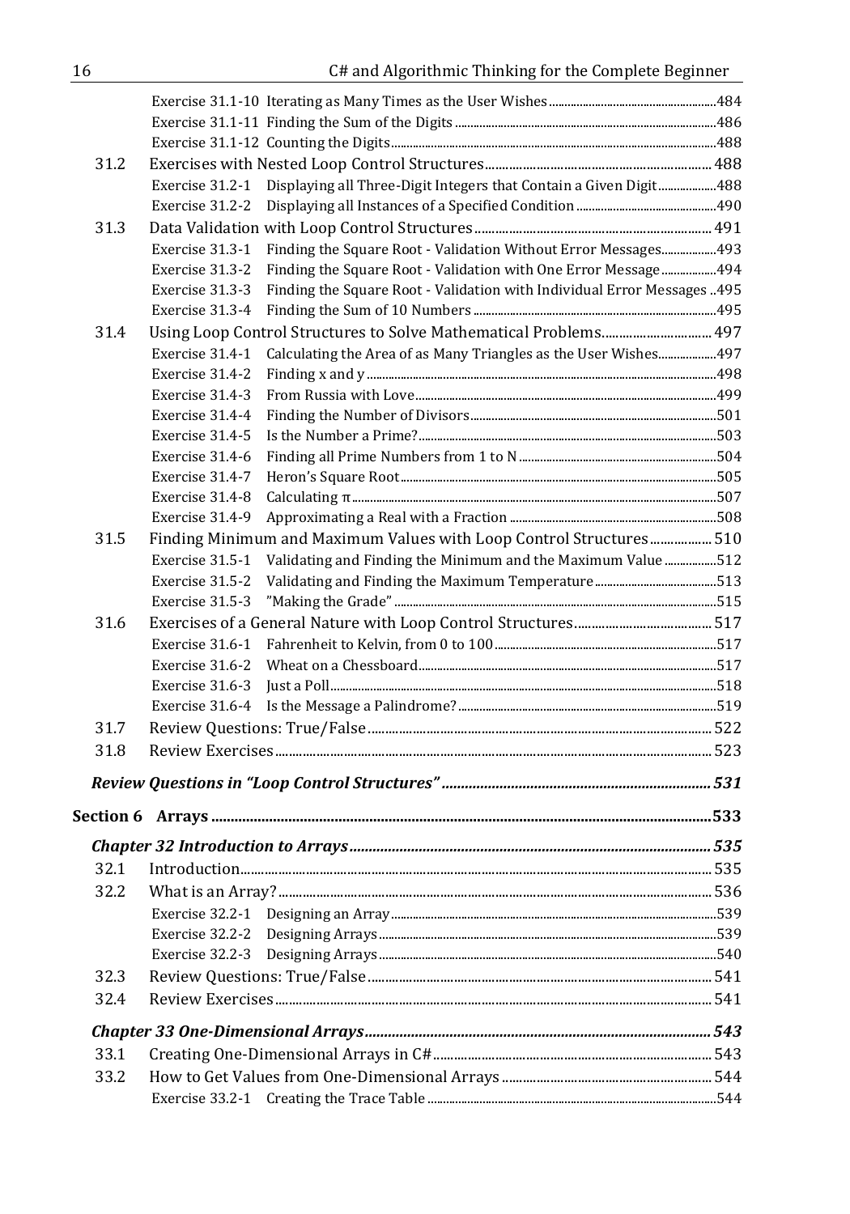Exercise 31.1-10 Iterating as Many Times as the User Wishes ... 484
Exercise 31.1-11 Finding the Sum of the Digits ... 486
Exercise 31.1-12 Counting the Digits ... 488

31.2 Exercises with Nested Loop Control Structures ... 488
Exercise 31.2-1 Displaying all Three-Digit Integers that Contain a Given Digit ... 488
Exercise 31.2-2 Displaying all Instances of a Specified Condition ... 490

31.3 Data Validation with Loop Control Structures ... 491
Exercise 31.3-1 Finding the Square Root - Validation Without Error Messages ... 493
Exercise 31.3-2 Finding the Square Root - Validation with One Error Message ... 494
Exercise 31.3-3 Finding the Square Root - Validation with Individual Error Messages ... 495
Exercise 31.3-4 Finding the Sum of 10 Numbers ... 495

31.4 Using Loop Control Structures to Solve Mathematical Problems ... 497
Exercise 31.4-1 Calculating the Area of as Many Triangles as the User Wishes ... 497
Exercise 31.4-2 Finding x and y ... 498
Exercise 31.4-3 From Russia with Love ... 499
Exercise 31.4-4 Finding the Number of Divisors ... 501
Exercise 31.4-5 Is the Number a Prime? ... 503
Exercise 31.4-6 Finding all Prime Numbers from 1 to N ... 504
Exercise 31.4-7 Heron's Square Root ... 505
Exercise 31.4-8 Calculating π ... 507
Exercise 31.4-9 Approximating a Real with a Fraction ... 508

31.5 Finding Minimum and Maximum Values with Loop Control Structures ... 510
Exercise 31.5-1 Validating and Finding the Minimum and the Maximum Value ... 512
Exercise 31.5-2 Validating and Finding the Maximum Temperature ... 513
Exercise 31.5-3 "Making the Grade" ... 515

31.6 Exercises of a General Nature with Loop Control Structures ... 517
Exercise 31.6-1 Fahrenheit to Kelvin, from 0 to 100 ... 517
Exercise 31.6-2 Wheat on a Chessboard ... 517
Exercise 31.6-3 Just a Poll ... 518
Exercise 31.6-4 Is the Message a Palindrome? ... 519

31.7 Review Questions: True/False ... 522

31.8 Review Exercises ... 523

***Review Questions in "Loop Control Structures" ... 531***

**Section 6 Arrays ... 533**

***Chapter 32 Introduction to Arrays ... 535***

32.1 Introduction ... 535

32.2 What is an Array? ... 536
Exercise 32.2-1 Designing an Array ... 539
Exercise 32.2-2 Designing Arrays ... 539
Exercise 32.2-3 Designing Arrays ... 540

32.3 Review Questions: True/False ... 541

32.4 Review Exercises ... 541

***Chapter 33 One-Dimensional Arrays ... 543***

33.1 Creating One-Dimensional Arrays in C# ... 543

33.2 How to Get Values from One-Dimensional Arrays ... 544
Exercise 33.2-1 Creating the Trace Table ... 544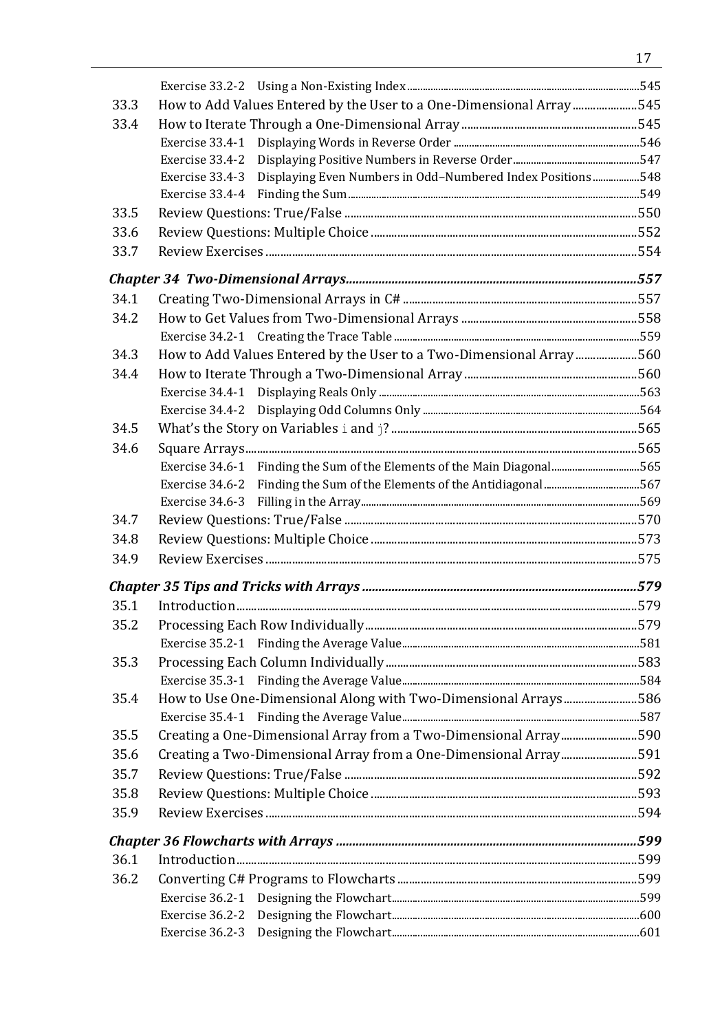Exercise 33.2-2 Using a Non-Existing Index ....545

33.3 How to Add Values Entered by the User to a One-Dimensional Array ....545

33.4 How to Iterate Through a One-Dimensional Array ....545

Exercise 33.4-1 Displaying Words in Reverse Order ....546

Exercise 33.4-2 Displaying Positive Numbers in Reverse Order ....547

Exercise 33.4-3 Displaying Even Numbers in Odd–Numbered Index Positions ....548

Exercise 33.4-4 Finding the Sum ....549

33.5 Review Questions: True/False ....550

33.6 Review Questions: Multiple Choice ....552

33.7 Review Exercises ....554

***Chapter 34 Two-Dimensional Arrays ....557***

34.1 Creating Two-Dimensional Arrays in C# ....557

34.2 How to Get Values from Two-Dimensional Arrays ....558

Exercise 34.2-1 Creating the Trace Table ....559

34.3 How to Add Values Entered by the User to a Two-Dimensional Array ....560

34.4 How to Iterate Through a Two-Dimensional Array ....560

Exercise 34.4-1 Displaying Reals Only ....563

Exercise 34.4-2 Displaying Odd Columns Only ....564

34.5 What's the Story on Variables `i` and `j`? ....565

34.6 Square Arrays ....565

Exercise 34.6-1 Finding the Sum of the Elements of the Main Diagonal ....565

Exercise 34.6-2 Finding the Sum of the Elements of the Antidiagonal ....567

Exercise 34.6-3 Filling in the Array ....569

34.7 Review Questions: True/False ....570

34.8 Review Questions: Multiple Choice ....573

34.9 Review Exercises ....575

***Chapter 35 Tips and Tricks with Arrays ....579***

35.1 Introduction ....579

35.2 Processing Each Row Individually ....579

Exercise 35.2-1 Finding the Average Value ....581

35.3 Processing Each Column Individually ....583

Exercise 35.3-1 Finding the Average Value ....584

35.4 How to Use One-Dimensional Along with Two-Dimensional Arrays ....586

Exercise 35.4-1 Finding the Average Value ....587

35.5 Creating a One-Dimensional Array from a Two-Dimensional Array ....590

35.6 Creating a Two-Dimensional Array from a One-Dimensional Array ....591

35.7 Review Questions: True/False ....592

35.8 Review Questions: Multiple Choice ....593

35.9 Review Exercises ....594

***Chapter 36 Flowcharts with Arrays ....599***

36.1 Introduction ....599

36.2 Converting C# Programs to Flowcharts ....599

Exercise 36.2-1 Designing the Flowchart ....599

Exercise 36.2-2 Designing the Flowchart ....600

Exercise 36.2-3 Designing the Flowchart ....601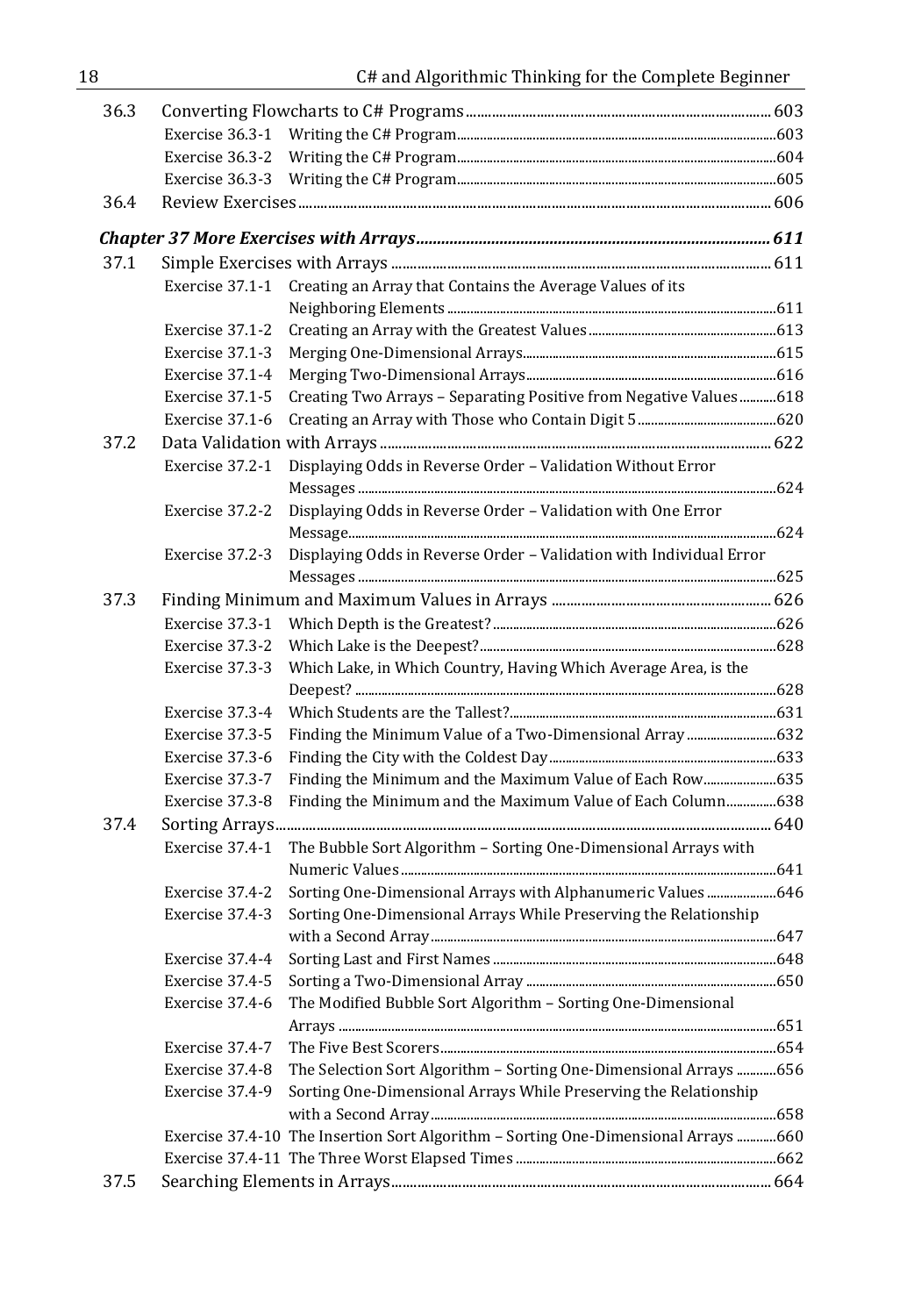36.3 Converting Flowcharts to C# Programs .......... 603

- Exercise 36.3-1 Writing the C# Program .......... 603
- Exercise 36.3-2 Writing the C# Program .......... 604
- Exercise 36.3-3 Writing the C# Program .......... 605

36.4 Review Exercises .......... 606

***Chapter 37 More Exercises with Arrays .......... 611***

37.1 Simple Exercises with Arrays .......... 611

- Exercise 37.1-1 Creating an Array that Contains the Average Values of its Neighboring Elements .......... 611
- Exercise 37.1-2 Creating an Array with the Greatest Values .......... 613
- Exercise 37.1-3 Merging One-Dimensional Arrays .......... 615
- Exercise 37.1-4 Merging Two-Dimensional Arrays .......... 616
- Exercise 37.1-5 Creating Two Arrays – Separating Positive from Negative Values .......... 618
- Exercise 37.1-6 Creating an Array with Those who Contain Digit 5 .......... 620

37.2 Data Validation with Arrays .......... 622

- Exercise 37.2-1 Displaying Odds in Reverse Order – Validation Without Error Messages .......... 624
- Exercise 37.2-2 Displaying Odds in Reverse Order – Validation with One Error Message .......... 624
- Exercise 37.2-3 Displaying Odds in Reverse Order – Validation with Individual Error Messages .......... 625

37.3 Finding Minimum and Maximum Values in Arrays .......... 626

- Exercise 37.3-1 Which Depth is the Greatest? .......... 626
- Exercise 37.3-2 Which Lake is the Deepest? .......... 628
- Exercise 37.3-3 Which Lake, in Which Country, Having Which Average Area, is the Deepest? .......... 628
- Exercise 37.3-4 Which Students are the Tallest? .......... 631
- Exercise 37.3-5 Finding the Minimum Value of a Two-Dimensional Array .......... 632
- Exercise 37.3-6 Finding the City with the Coldest Day .......... 633
- Exercise 37.3-7 Finding the Minimum and the Maximum Value of Each Row .......... 635
- Exercise 37.3-8 Finding the Minimum and the Maximum Value of Each Column .......... 638

37.4 Sorting Arrays .......... 640

- Exercise 37.4-1 The Bubble Sort Algorithm – Sorting One-Dimensional Arrays with Numeric Values .......... 641
- Exercise 37.4-2 Sorting One-Dimensional Arrays with Alphanumeric Values .......... 646
- Exercise 37.4-3 Sorting One-Dimensional Arrays While Preserving the Relationship with a Second Array .......... 647
- Exercise 37.4-4 Sorting Last and First Names .......... 648
- Exercise 37.4-5 Sorting a Two-Dimensional Array .......... 650
- Exercise 37.4-6 The Modified Bubble Sort Algorithm – Sorting One-Dimensional Arrays .......... 651
- Exercise 37.4-7 The Five Best Scorers .......... 654
- Exercise 37.4-8 The Selection Sort Algorithm – Sorting One-Dimensional Arrays .......... 656
- Exercise 37.4-9 Sorting One-Dimensional Arrays While Preserving the Relationship with a Second Array .......... 658
- Exercise 37.4-10 The Insertion Sort Algorithm – Sorting One-Dimensional Arrays .......... 660
- Exercise 37.4-11 The Three Worst Elapsed Times .......... 662

37.5 Searching Elements in Arrays .......... 664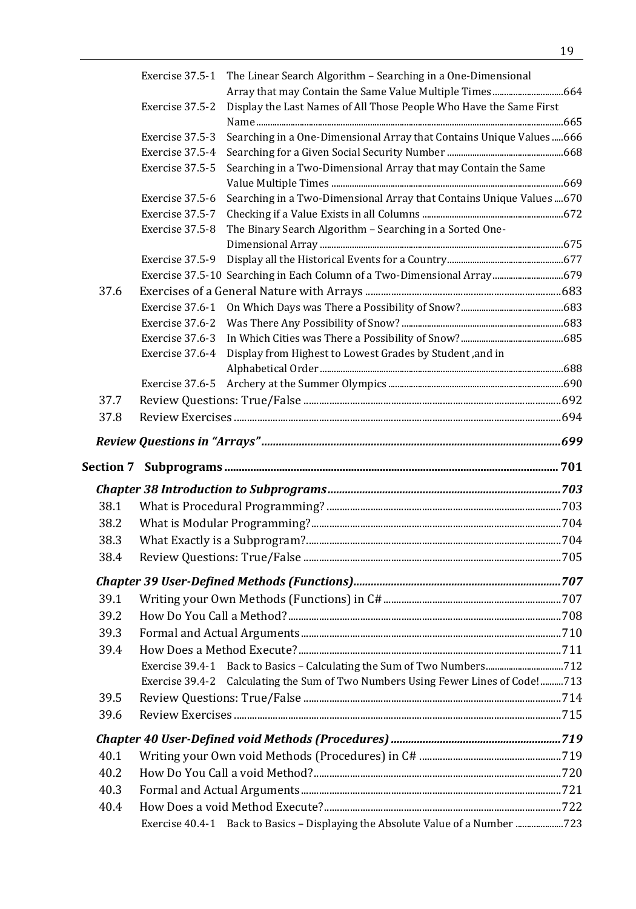- Exercise 37.5-1 The Linear Search Algorithm – Searching in a One-Dimensional Array that may Contain the Same Value Multiple Times .......... 664
- Exercise 37.5-2 Display the Last Names of All Those People Who Have the Same First Name .......... 665
- Exercise 37.5-3 Searching in a One-Dimensional Array that Contains Unique Values .......... 666
- Exercise 37.5-4 Searching for a Given Social Security Number .......... 668
- Exercise 37.5-5 Searching in a Two-Dimensional Array that may Contain the Same Value Multiple Times .......... 669
- Exercise 37.5-6 Searching in a Two-Dimensional Array that Contains Unique Values .......... 670
- Exercise 37.5-7 Checking if a Value Exists in all Columns .......... 672
- Exercise 37.5-8 The Binary Search Algorithm – Searching in a Sorted One-Dimensional Array .......... 675
- Exercise 37.5-9 Display all the Historical Events for a Country .......... 677
- Exercise 37.5-10 Searching in Each Column of a Two-Dimensional Array .......... 679

37.6 Exercises of a General Nature with Arrays .......... 683
- Exercise 37.6-1 On Which Days was There a Possibility of Snow? .......... 683
- Exercise 37.6-2 Was There Any Possibility of Snow? .......... 683
- Exercise 37.6-3 In Which Cities was There a Possibility of Snow? .......... 685
- Exercise 37.6-4 Display from Highest to Lowest Grades by Student ,and in Alphabetical Order .......... 688
- Exercise 37.6-5 Archery at the Summer Olympics .......... 690

37.7 Review Questions: True/False .......... 692

37.8 Review Exercises .......... 694

***Review Questions in "Arrays"*** .......... *699*

**Section 7 Subprograms** .......... **701**

***Chapter 38 Introduction to Subprograms*** .......... *703*

38.1 What is Procedural Programming? .......... 703

38.2 What is Modular Programming? .......... 704

38.3 What Exactly is a Subprogram? .......... 704

38.4 Review Questions: True/False .......... 705

***Chapter 39 User-Defined Methods (Functions)*** .......... *707*

39.1 Writing your Own Methods (Functions) in C# .......... 707

39.2 How Do You Call a Method? .......... 708

39.3 Formal and Actual Arguments .......... 710

39.4 How Does a Method Execute? .......... 711
- Exercise 39.4-1 Back to Basics – Calculating the Sum of Two Numbers .......... 712
- Exercise 39.4-2 Calculating the Sum of Two Numbers Using Fewer Lines of Code! .......... 713

39.5 Review Questions: True/False .......... 714

39.6 Review Exercises .......... 715

***Chapter 40 User-Defined void Methods (Procedures)*** .......... *719*

40.1 Writing your Own void Methods (Procedures) in C# .......... 719

40.2 How Do You Call a void Method? .......... 720

40.3 Formal and Actual Arguments .......... 721

40.4 How Does a void Method Execute? .......... 722
- Exercise 40.4-1 Back to Basics – Displaying the Absolute Value of a Number .......... 723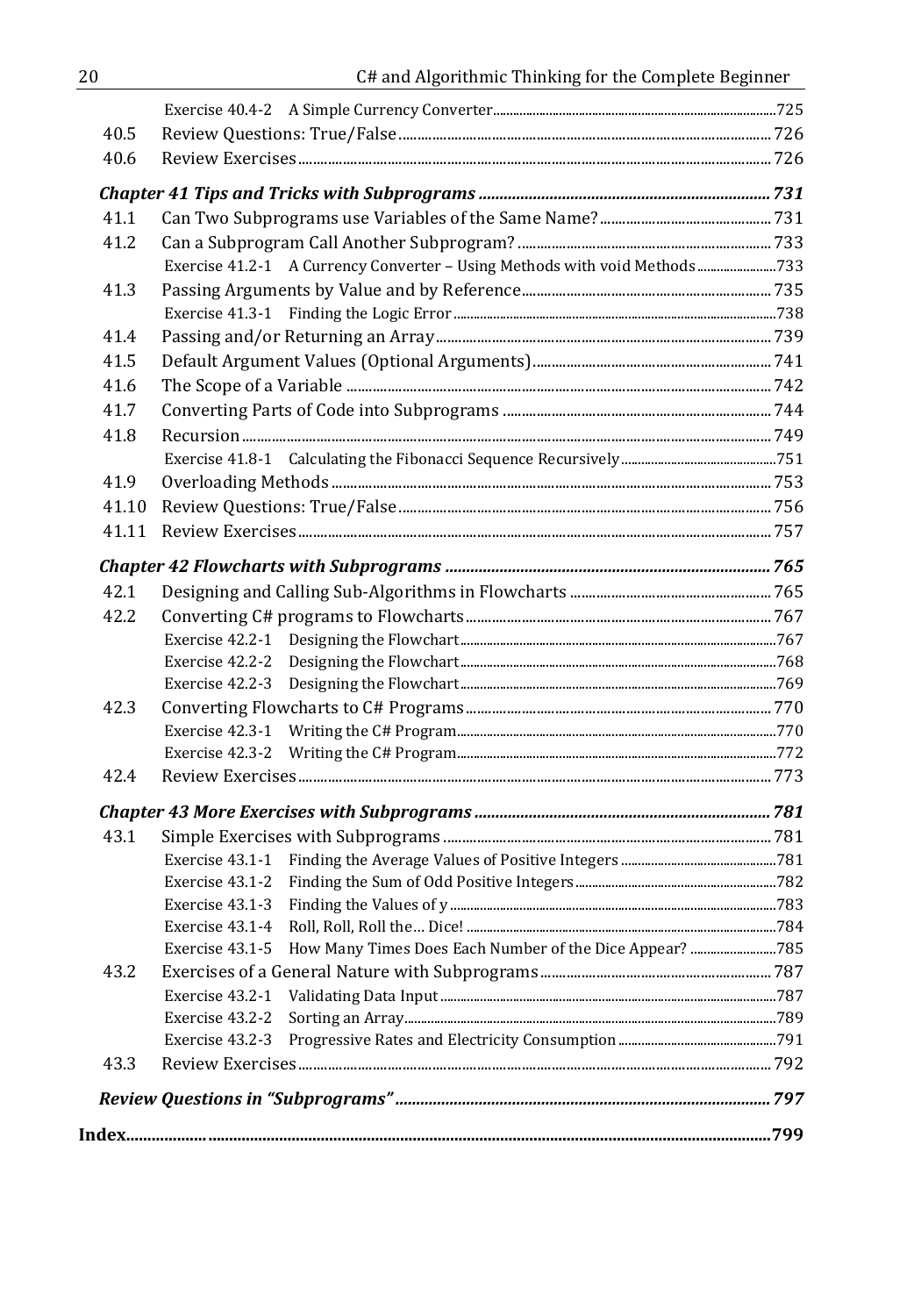Exercise 40.4-2 A Simple Currency Converter ..... 725

40.5 Review Questions: True/False ..... 726

40.6 Review Exercises ..... 726

***Chapter 41 Tips and Tricks with Subprograms ..... 731***

41.1 Can Two Subprograms use Variables of the Same Name? ..... 731

41.2 Can a Subprogram Call Another Subprogram? ..... 733

Exercise 41.2-1 A Currency Converter – Using Methods with void Methods ..... 733

41.3 Passing Arguments by Value and by Reference ..... 735

Exercise 41.3-1 Finding the Logic Error ..... 738

41.4 Passing and/or Returning an Array ..... 739

41.5 Default Argument Values (Optional Arguments) ..... 741

41.6 The Scope of a Variable ..... 742

41.7 Converting Parts of Code into Subprograms ..... 744

41.8 Recursion ..... 749

Exercise 41.8-1 Calculating the Fibonacci Sequence Recursively ..... 751

41.9 Overloading Methods ..... 753

41.10 Review Questions: True/False ..... 756

41.11 Review Exercises ..... 757

***Chapter 42 Flowcharts with Subprograms ..... 765***

42.1 Designing and Calling Sub-Algorithms in Flowcharts ..... 765

42.2 Converting C# programs to Flowcharts ..... 767

Exercise 42.2-1 Designing the Flowchart ..... 767

Exercise 42.2-2 Designing the Flowchart ..... 768

Exercise 42.2-3 Designing the Flowchart ..... 769

42.3 Converting Flowcharts to C# Programs ..... 770

Exercise 42.3-1 Writing the C# Program ..... 770

Exercise 42.3-2 Writing the C# Program ..... 772

42.4 Review Exercises ..... 773

***Chapter 43 More Exercises with Subprograms ..... 781***

43.1 Simple Exercises with Subprograms ..... 781

Exercise 43.1-1 Finding the Average Values of Positive Integers ..... 781

Exercise 43.1-2 Finding the Sum of Odd Positive Integers ..... 782

Exercise 43.1-3 Finding the Values of y ..... 783

Exercise 43.1-4 Roll, Roll, Roll the… Dice! ..... 784

Exercise 43.1-5 How Many Times Does Each Number of the Dice Appear? ..... 785

43.2 Exercises of a General Nature with Subprograms ..... 787

Exercise 43.2-1 Validating Data Input ..... 787

Exercise 43.2-2 Sorting an Array ..... 789

Exercise 43.2-3 Progressive Rates and Electricity Consumption ..... 791

43.3 Review Exercises ..... 792

***Review Questions in "Subprograms" ..... 797***

**Index ..... 799**